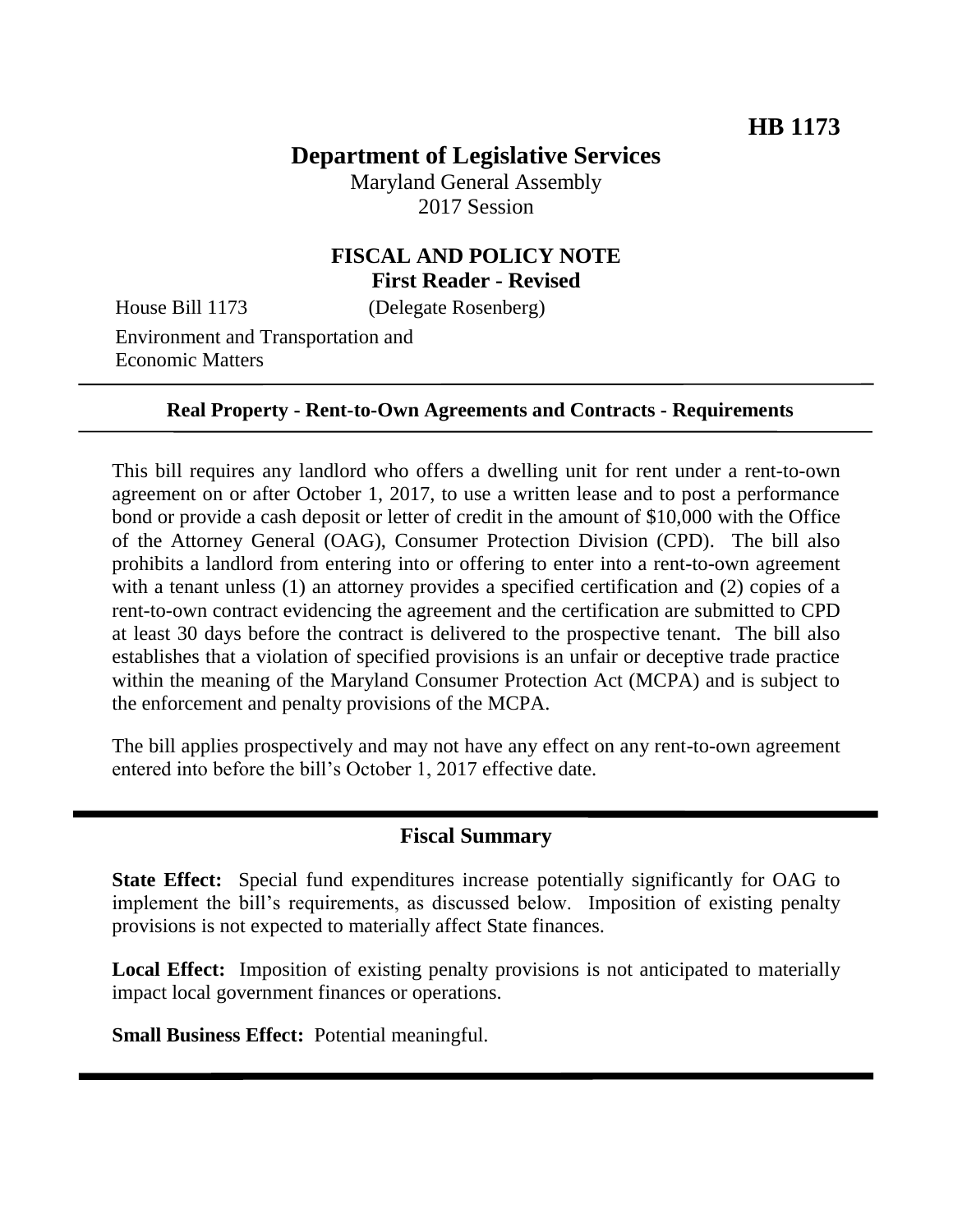**HB 1173**

# Department of Legislative Services

Maryland General Assembly
2017 Session

## FISCAL AND POLICY NOTE
**First Reader - Revised**

House Bill 1173 (Delegate Rosenberg)

Environment and Transportation and Economic Matters

---

**Real Property - Rent-to-Own Agreements and Contracts - Requirements**

---

This bill requires any landlord who offers a dwelling unit for rent under a rent-to-own agreement on or after October 1, 2017, to use a written lease and to post a performance bond or provide a cash deposit or letter of credit in the amount of $10,000 with the Office of the Attorney General (OAG), Consumer Protection Division (CPD). The bill also prohibits a landlord from entering into or offering to enter into a rent-to-own agreement with a tenant unless (1) an attorney provides a specified certification and (2) copies of a rent-to-own contract evidencing the agreement and the certification are submitted to CPD at least 30 days before the contract is delivered to the prospective tenant. The bill also establishes that a violation of specified provisions is an unfair or deceptive trade practice within the meaning of the Maryland Consumer Protection Act (MCPA) and is subject to the enforcement and penalty provisions of the MCPA.

The bill applies prospectively and may not have any effect on any rent-to-own agreement entered into before the bill's October 1, 2017 effective date.

---

## Fiscal Summary

**State Effect:** Special fund expenditures increase potentially significantly for OAG to implement the bill's requirements, as discussed below. Imposition of existing penalty provisions is not expected to materially affect State finances.

**Local Effect:** Imposition of existing penalty provisions is not anticipated to materially impact local government finances or operations.

**Small Business Effect:** Potential meaningful.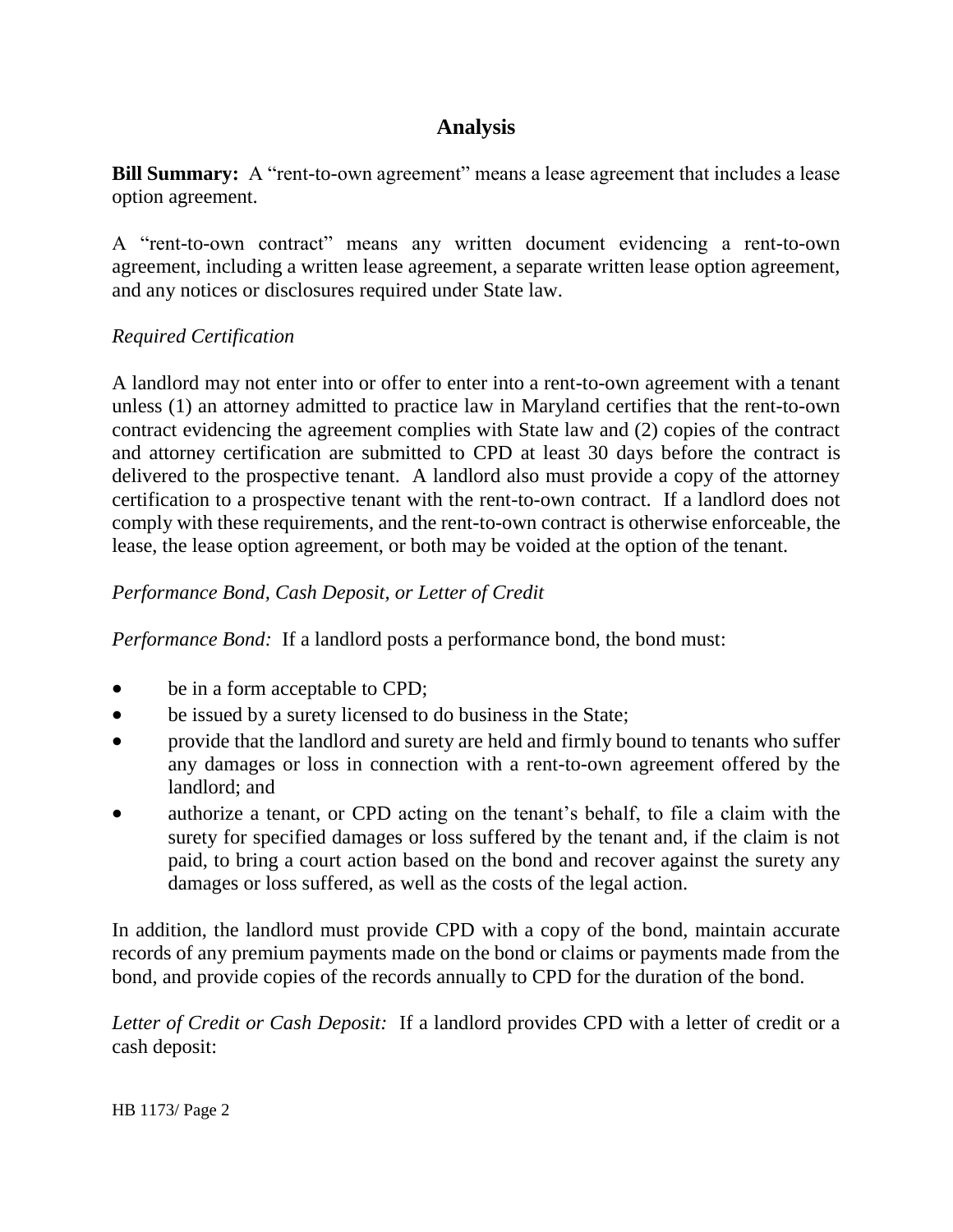## Analysis

**Bill Summary:** A "rent-to-own agreement" means a lease agreement that includes a lease option agreement.

A "rent-to-own contract" means any written document evidencing a rent-to-own agreement, including a written lease agreement, a separate written lease option agreement, and any notices or disclosures required under State law.

*Required Certification*

A landlord may not enter into or offer to enter into a rent-to-own agreement with a tenant unless (1) an attorney admitted to practice law in Maryland certifies that the rent-to-own contract evidencing the agreement complies with State law and (2) copies of the contract and attorney certification are submitted to CPD at least 30 days before the contract is delivered to the prospective tenant. A landlord also must provide a copy of the attorney certification to a prospective tenant with the rent-to-own contract. If a landlord does not comply with these requirements, and the rent-to-own contract is otherwise enforceable, the lease, the lease option agreement, or both may be voided at the option of the tenant.

*Performance Bond, Cash Deposit, or Letter of Credit*

*Performance Bond:* If a landlord posts a performance bond, the bond must:

- be in a form acceptable to CPD;
- be issued by a surety licensed to do business in the State;
- provide that the landlord and surety are held and firmly bound to tenants who suffer any damages or loss in connection with a rent-to-own agreement offered by the landlord; and
- authorize a tenant, or CPD acting on the tenant's behalf, to file a claim with the surety for specified damages or loss suffered by the tenant and, if the claim is not paid, to bring a court action based on the bond and recover against the surety any damages or loss suffered, as well as the costs of the legal action.

In addition, the landlord must provide CPD with a copy of the bond, maintain accurate records of any premium payments made on the bond or claims or payments made from the bond, and provide copies of the records annually to CPD for the duration of the bond.

*Letter of Credit or Cash Deposit:* If a landlord provides CPD with a letter of credit or a cash deposit: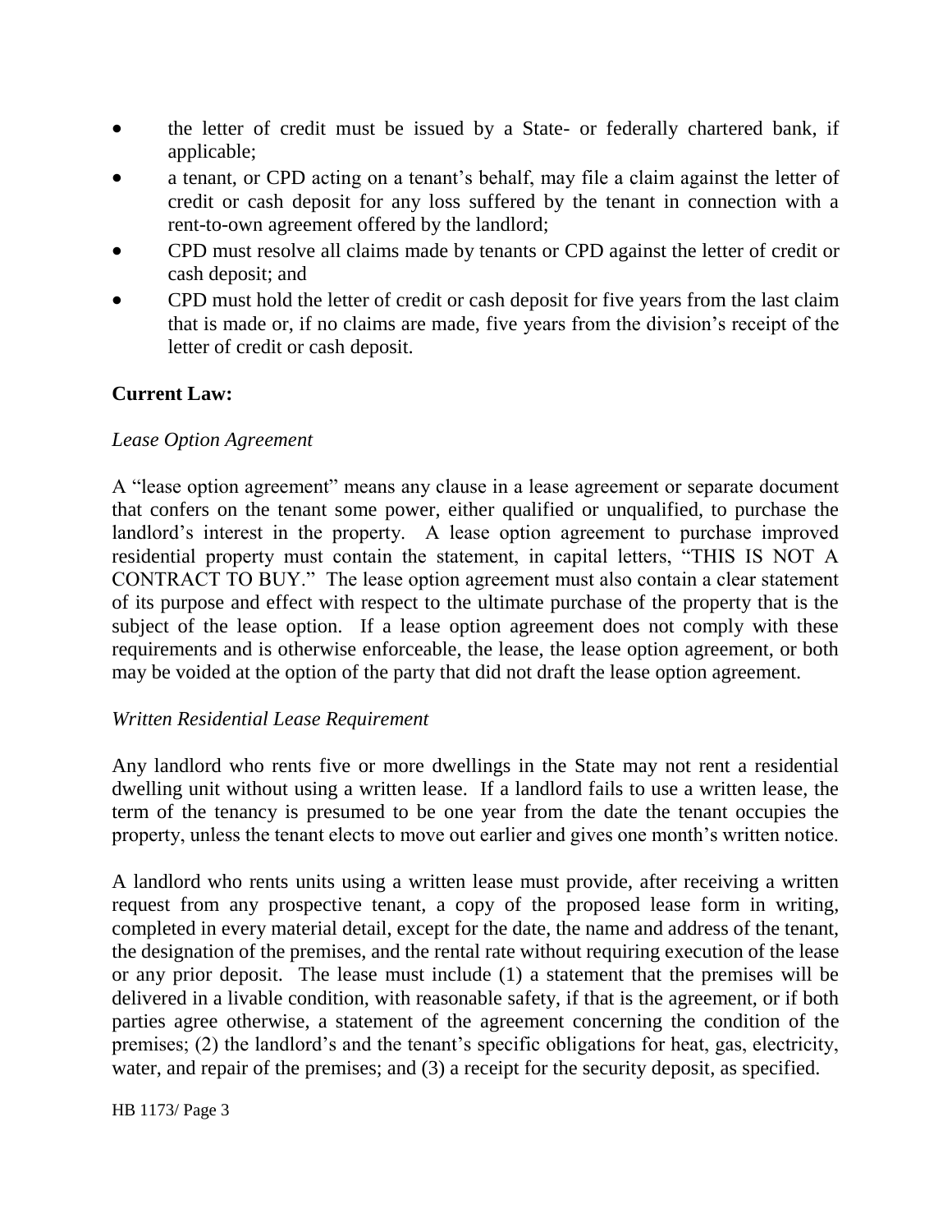- the letter of credit must be issued by a State- or federally chartered bank, if applicable;
- a tenant, or CPD acting on a tenant's behalf, may file a claim against the letter of credit or cash deposit for any loss suffered by the tenant in connection with a rent-to-own agreement offered by the landlord;
- CPD must resolve all claims made by tenants or CPD against the letter of credit or cash deposit; and
- CPD must hold the letter of credit or cash deposit for five years from the last claim that is made or, if no claims are made, five years from the division's receipt of the letter of credit or cash deposit.

**Current Law:**

*Lease Option Agreement*

A "lease option agreement" means any clause in a lease agreement or separate document that confers on the tenant some power, either qualified or unqualified, to purchase the landlord's interest in the property. A lease option agreement to purchase improved residential property must contain the statement, in capital letters, "THIS IS NOT A CONTRACT TO BUY." The lease option agreement must also contain a clear statement of its purpose and effect with respect to the ultimate purchase of the property that is the subject of the lease option. If a lease option agreement does not comply with these requirements and is otherwise enforceable, the lease, the lease option agreement, or both may be voided at the option of the party that did not draft the lease option agreement.

*Written Residential Lease Requirement*

Any landlord who rents five or more dwellings in the State may not rent a residential dwelling unit without using a written lease. If a landlord fails to use a written lease, the term of the tenancy is presumed to be one year from the date the tenant occupies the property, unless the tenant elects to move out earlier and gives one month's written notice.

A landlord who rents units using a written lease must provide, after receiving a written request from any prospective tenant, a copy of the proposed lease form in writing, completed in every material detail, except for the date, the name and address of the tenant, the designation of the premises, and the rental rate without requiring execution of the lease or any prior deposit. The lease must include (1) a statement that the premises will be delivered in a livable condition, with reasonable safety, if that is the agreement, or if both parties agree otherwise, a statement of the agreement concerning the condition of the premises; (2) the landlord's and the tenant's specific obligations for heat, gas, electricity, water, and repair of the premises; and (3) a receipt for the security deposit, as specified.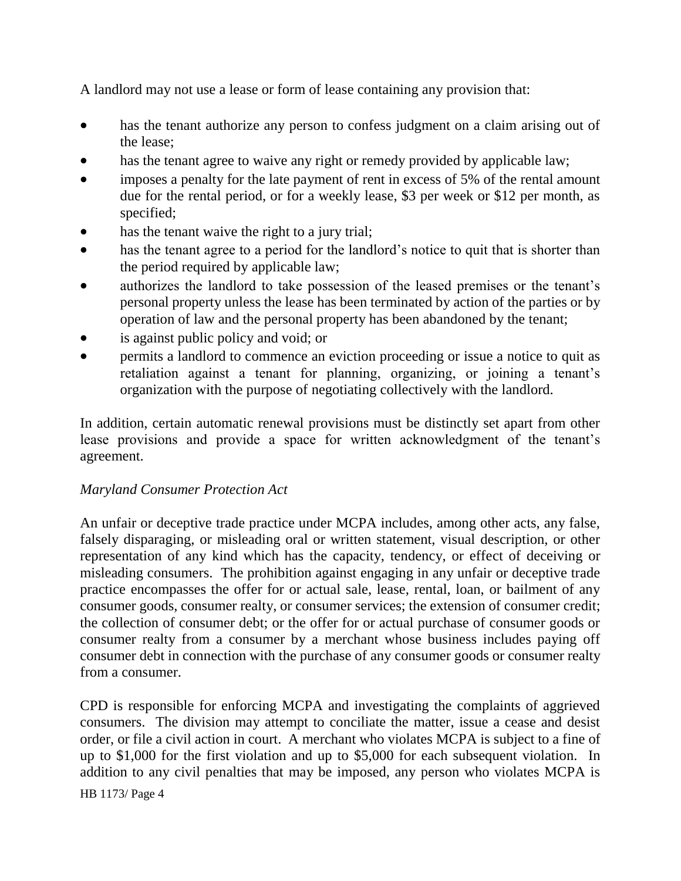A landlord may not use a lease or form of lease containing any provision that:

- has the tenant authorize any person to confess judgment on a claim arising out of the lease;
- has the tenant agree to waive any right or remedy provided by applicable law;
- imposes a penalty for the late payment of rent in excess of 5% of the rental amount due for the rental period, or for a weekly lease, $3 per week or $12 per month, as specified;
- has the tenant waive the right to a jury trial;
- has the tenant agree to a period for the landlord's notice to quit that is shorter than the period required by applicable law;
- authorizes the landlord to take possession of the leased premises or the tenant's personal property unless the lease has been terminated by action of the parties or by operation of law and the personal property has been abandoned by the tenant;
- is against public policy and void; or
- permits a landlord to commence an eviction proceeding or issue a notice to quit as retaliation against a tenant for planning, organizing, or joining a tenant's organization with the purpose of negotiating collectively with the landlord.

In addition, certain automatic renewal provisions must be distinctly set apart from other lease provisions and provide a space for written acknowledgment of the tenant's agreement.

*Maryland Consumer Protection Act*

An unfair or deceptive trade practice under MCPA includes, among other acts, any false, falsely disparaging, or misleading oral or written statement, visual description, or other representation of any kind which has the capacity, tendency, or effect of deceiving or misleading consumers. The prohibition against engaging in any unfair or deceptive trade practice encompasses the offer for or actual sale, lease, rental, loan, or bailment of any consumer goods, consumer realty, or consumer services; the extension of consumer credit; the collection of consumer debt; or the offer for or actual purchase of consumer goods or consumer realty from a consumer by a merchant whose business includes paying off consumer debt in connection with the purchase of any consumer goods or consumer realty from a consumer.

CPD is responsible for enforcing MCPA and investigating the complaints of aggrieved consumers. The division may attempt to conciliate the matter, issue a cease and desist order, or file a civil action in court. A merchant who violates MCPA is subject to a fine of up to $1,000 for the first violation and up to $5,000 for each subsequent violation. In addition to any civil penalties that may be imposed, any person who violates MCPA is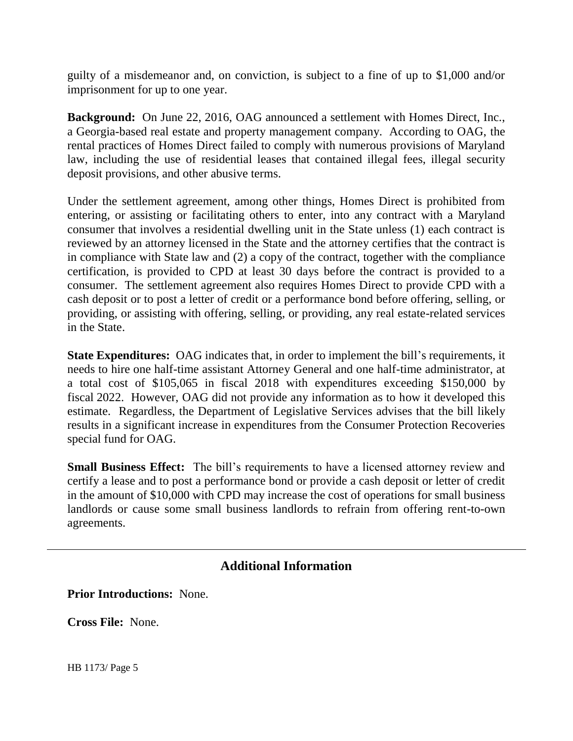guilty of a misdemeanor and, on conviction, is subject to a fine of up to $1,000 and/or imprisonment for up to one year.

**Background:** On June 22, 2016, OAG announced a settlement with Homes Direct, Inc., a Georgia-based real estate and property management company. According to OAG, the rental practices of Homes Direct failed to comply with numerous provisions of Maryland law, including the use of residential leases that contained illegal fees, illegal security deposit provisions, and other abusive terms.

Under the settlement agreement, among other things, Homes Direct is prohibited from entering, or assisting or facilitating others to enter, into any contract with a Maryland consumer that involves a residential dwelling unit in the State unless (1) each contract is reviewed by an attorney licensed in the State and the attorney certifies that the contract is in compliance with State law and (2) a copy of the contract, together with the compliance certification, is provided to CPD at least 30 days before the contract is provided to a consumer. The settlement agreement also requires Homes Direct to provide CPD with a cash deposit or to post a letter of credit or a performance bond before offering, selling, or providing, or assisting with offering, selling, or providing, any real estate-related services in the State.

**State Expenditures:** OAG indicates that, in order to implement the bill's requirements, it needs to hire one half-time assistant Attorney General and one half-time administrator, at a total cost of $105,065 in fiscal 2018 with expenditures exceeding $150,000 by fiscal 2022. However, OAG did not provide any information as to how it developed this estimate. Regardless, the Department of Legislative Services advises that the bill likely results in a significant increase in expenditures from the Consumer Protection Recoveries special fund for OAG.

**Small Business Effect:** The bill's requirements to have a licensed attorney review and certify a lease and to post a performance bond or provide a cash deposit or letter of credit in the amount of $10,000 with CPD may increase the cost of operations for small business landlords or cause some small business landlords to refrain from offering rent-to-own agreements.

---

## Additional Information

**Prior Introductions:** None.

**Cross File:** None.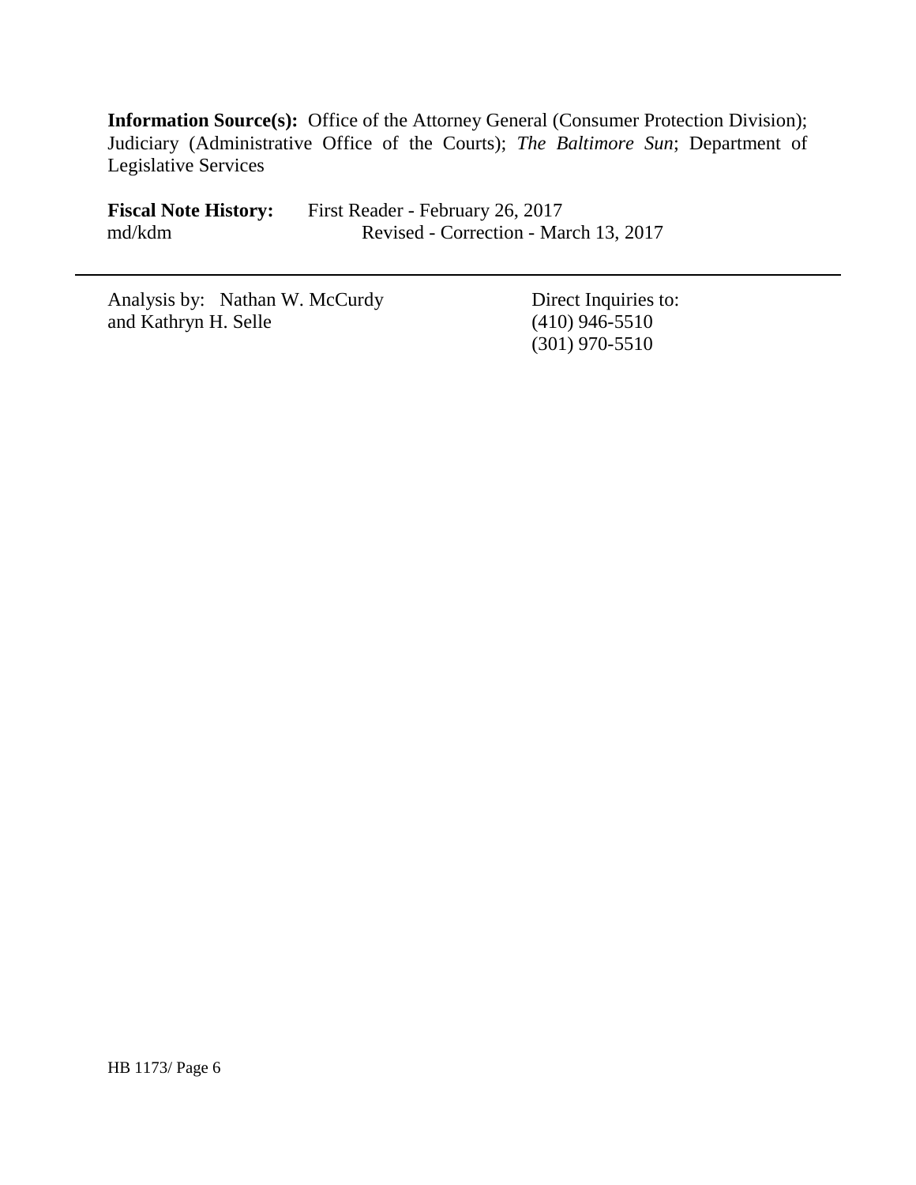**Information Source(s):** Office of the Attorney General (Consumer Protection Division); Judiciary (Administrative Office of the Courts); *The Baltimore Sun*; Department of Legislative Services

**Fiscal Note History:** First Reader - February 26, 2017
md/kdm Revised - Correction - March 13, 2017

---

Analysis by: Nathan W. McCurdy
and Kathryn H. Selle

Direct Inquiries to:
(410) 946-5510
(301) 970-5510